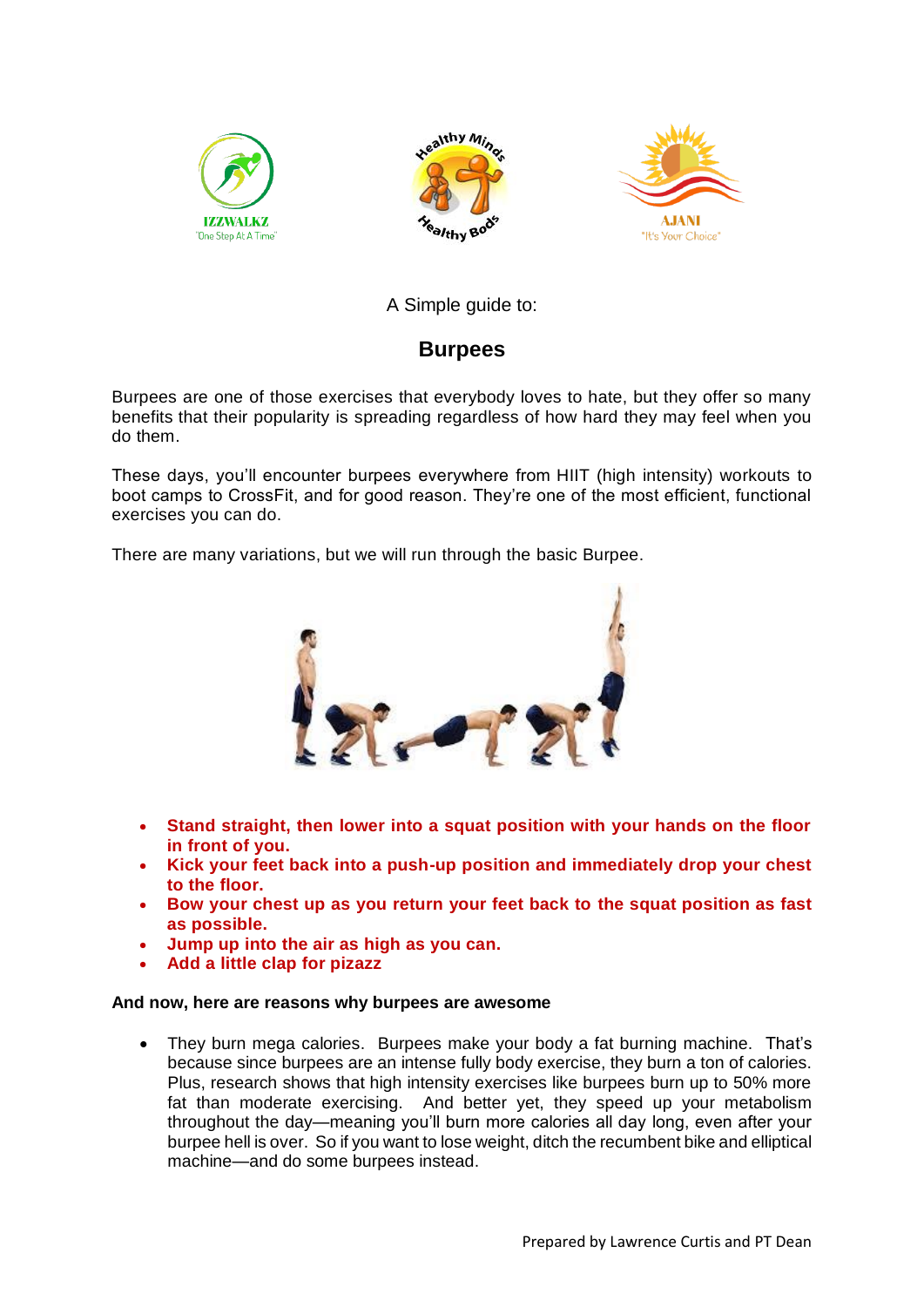A Simple guide to:

# Burpees

Burpees are one of those exercises that everybody loves to hate, but they offer so many benefits that their popularity is spreading regardless of how hard they may feel when you do them.

These days, you'll encounter burpees everywhere from HIIT (high intensity) workouts to boot camps to CrossFit, and for good reason. They're one of the most efficient, functional exercises you can do.

There are many variations, but we will run through the basic Burpee.

- **Stand straight, then lower into a squat position with your hands on the floor in front of you.**
- **Kick your feet back into a push-up position and immediately drop your chest to the floor.**
- **Bow your chest up as you return your feet back to the squat position as fast as possible.**
- **Jump up into the air as high as you can.**
- **Add a little clap for pizazz**

**And now, here are reasons why burpees are awesome**

- They burn mega calories. Burpees make your body a fat burning machine. That's because since burpees are an intense fully body exercise, they burn a ton of calories. Plus, research shows that high intensity exercises like burpees burn up to 50% more fat than moderate exercising. And better yet, they speed up your metabolism throughout the day—meaning you'll burn more calories all day long, even after your burpee hell is over. So if you want to lose weight, ditch the recumbent bike and elliptical machine—and do some burpees instead.

Prepared by Lawrence Curtis and PT Dean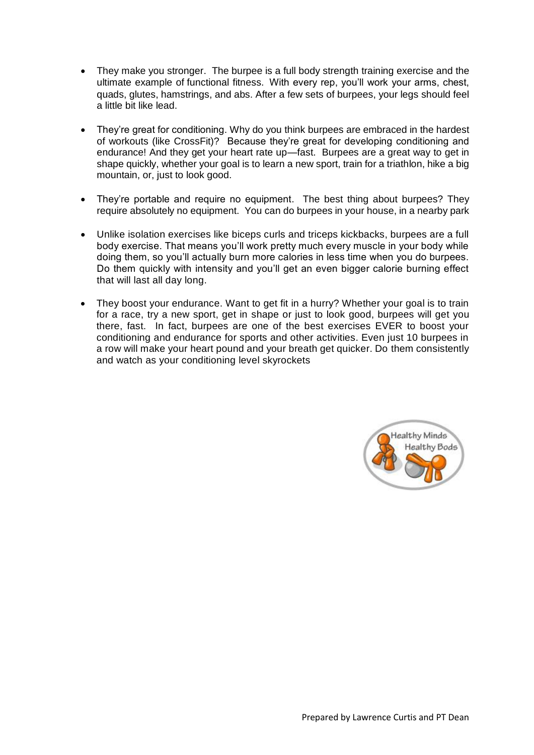- They make you stronger. The burpee is a full body strength training exercise and the ultimate example of functional fitness. With every rep, you'll work your arms, chest, quads, glutes, hamstrings, and abs. After a few sets of burpees, your legs should feel a little bit like lead.

- They're great for conditioning. Why do you think burpees are embraced in the hardest of workouts (like CrossFit)? Because they're great for developing conditioning and endurance! And they get your heart rate up—fast. Burpees are a great way to get in shape quickly, whether your goal is to learn a new sport, train for a triathlon, hike a big mountain, or, just to look good.

- They're portable and require no equipment. The best thing about burpees? They require absolutely no equipment. You can do burpees in your house, in a nearby park

- Unlike isolation exercises like biceps curls and triceps kickbacks, burpees are a full body exercise. That means you'll work pretty much every muscle in your body while doing them, so you'll actually burn more calories in less time when you do burpees. Do them quickly with intensity and you'll get an even bigger calorie burning effect that will last all day long.

- They boost your endurance. Want to get fit in a hurry? Whether your goal is to train for a race, try a new sport, get in shape or just to look good, burpees will get you there, fast. In fact, burpees are one of the best exercises EVER to boost your conditioning and endurance for sports and other activities. Even just 10 burpees in a row will make your heart pound and your breath get quicker. Do them consistently and watch as your conditioning level skyrockets

Healthy Minds
Healthy Bods

Prepared by Lawrence Curtis and PT Dean